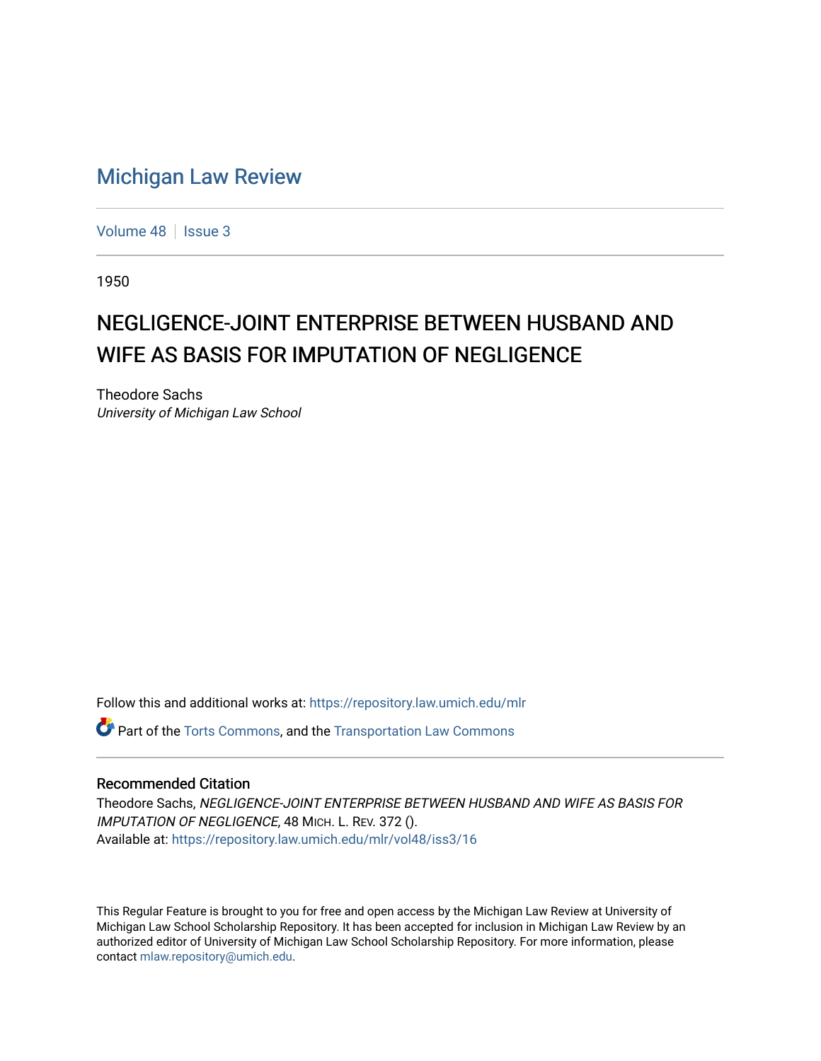# Michigan Law Review

Volume 48 | Issue 3

1950

## NEGLIGENCE-JOINT ENTERPRISE BETWEEN HUSBAND AND WIFE AS BASIS FOR IMPUTATION OF NEGLIGENCE

Theodore Sachs
*University of Michigan Law School*

Follow this and additional works at: https://repository.law.umich.edu/mlr

Part of the Torts Commons, and the Transportation Law Commons

### Recommended Citation

Theodore Sachs, *NEGLIGENCE-JOINT ENTERPRISE BETWEEN HUSBAND AND WIFE AS BASIS FOR IMPUTATION OF NEGLIGENCE*, 48 MICH. L. REV. 372 ().
Available at: https://repository.law.umich.edu/mlr/vol48/iss3/16

This Regular Feature is brought to you for free and open access by the Michigan Law Review at University of Michigan Law School Scholarship Repository. It has been accepted for inclusion in Michigan Law Review by an authorized editor of University of Michigan Law School Scholarship Repository. For more information, please contact mlaw.repository@umich.edu.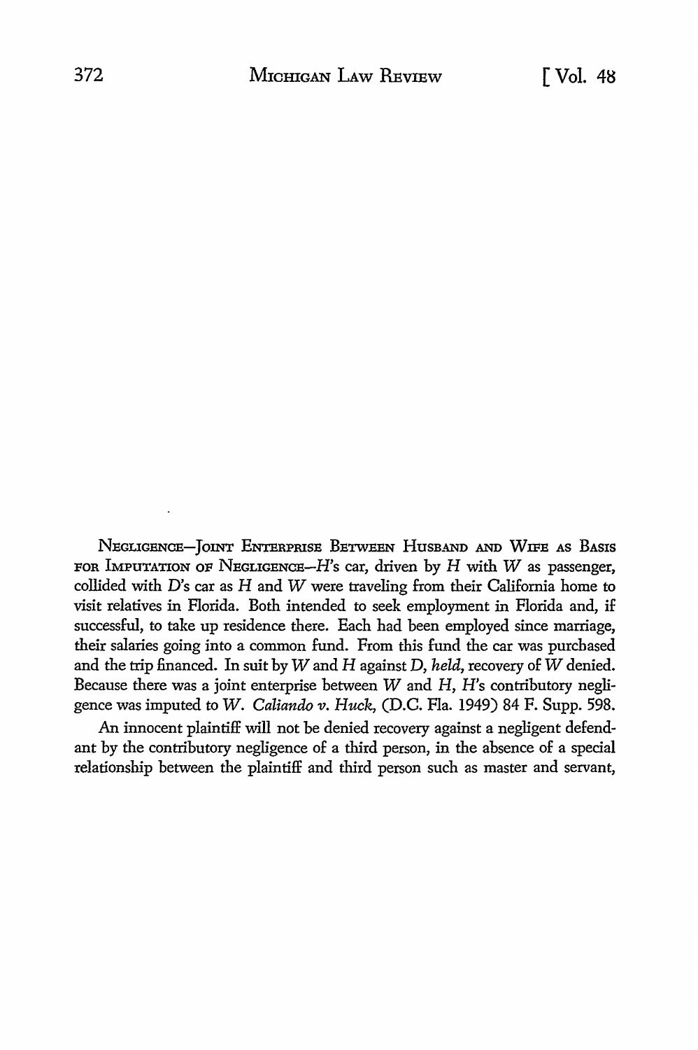NEGLIGENCE—JOINT ENTERPRISE BETWEEN HUSBAND AND WIFE AS BASIS FOR IMPUTATION OF NEGLIGENCE—*H*'s car, driven by *H* with *W* as passenger, collided with *D*'s car as *H* and *W* were traveling from their California home to visit relatives in Florida. Both intended to seek employment in Florida and, if successful, to take up residence there. Each had been employed since marriage, their salaries going into a common fund. From this fund the car was purchased and the trip financed. In suit by *W* and *H* against *D*, *held*, recovery of *W* denied. Because there was a joint enterprise between *W* and *H*, *H*'s contributory negligence was imputed to *W*. *Caliando v. Huck*, (D.C. Fla. 1949) 84 F. Supp. 598.

An innocent plaintiff will not be denied recovery against a negligent defendant by the contributory negligence of a third person, in the absence of a special relationship between the plaintiff and third person such as master and servant,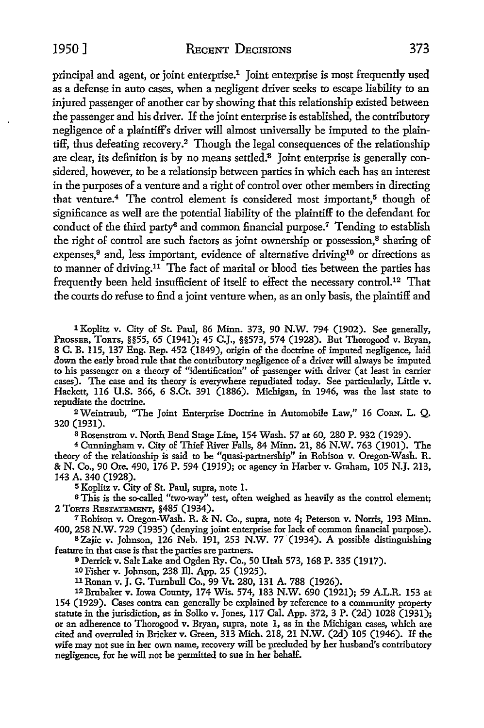principal and agent, or joint enterprise.[1] Joint enterprise is most frequently used as a defense in auto cases, when a negligent driver seeks to escape liability to an injured passenger of another car by showing that this relationship existed between the passenger and his driver. If the joint enterprise is established, the contributory negligence of a plaintiff's driver will almost universally be imputed to the plaintiff, thus defeating recovery.[2] Though the legal consequences of the relationship are clear, its definition is by no means settled.[3] Joint enterprise is generally considered, however, to be a relationsip between parties in which each has an interest in the purposes of a venture and a right of control over other members in directing that venture.[4] The control element is considered most important,[5] though of significance as well are the potential liability of the plaintiff to the defendant for conduct of the third party[6] and common financial purpose.[7] Tending to establish the right of control are such factors as joint ownership or possession,[8] sharing of expenses,[9] and, less important, evidence of alternative driving[10] or directions as to manner of driving.[11] The fact of marital or blood ties between the parties has frequently been held insufficient of itself to effect the necessary control.[12] That the courts do refuse to find a joint venture when, as an only basis, the plaintiff and

---

[1] Koplitz v. City of St. Paul, 86 Minn. 373, 90 N.W. 794 (1902). See generally, PROSSER, TORTS, §§55, 65 (1941); 45 C.J., §§573, 574 (1928). But Thorogood v. Bryan, 8 C. B. 115, 137 Eng. Rep. 452 (1849), origin of the doctrine of imputed negligence, laid down the early broad rule that the contributory negligence of a driver will always be imputed to his passenger on a theory of "identification" of passenger with driver (at least in carrier cases). The case and its theory is everywhere repudiated today. See particularly, Little v. Hackett, 116 U.S. 366, 6 S.Ct. 391 (1886). Michigan, in 1946, was the last state to repudiate the doctrine.

[2] Weintraub, "The Joint Enterprise Doctrine in Automobile Law," 16 CORN. L. Q. 320 (1931).

[3] Rosenstrom v. North Bend Stage Line, 154 Wash. 57 at 60, 280 P. 932 (1929).

[4] Cunningham v. City of Thief River Falls, 84 Minn. 21, 86 N.W. 763 (1901). The theory of the relationship is said to be "quasi-partnership" in Robison v. Oregon-Wash. R. & N. Co., 90 Ore. 490, 176 P. 594 (1919); or agency in Harber v. Graham, 105 N.J. 213, 143 A. 340 (1928).

[5] Koplitz v. City of St. Paul, supra, note 1.

[6] This is the so-called "two-way" test, often weighed as heavily as the control element; 2 TORTS RESTATEMENT, §485 (1934).

[7] Robison v. Oregon-Wash. R. & N. Co., supra, note 4; Peterson v. Norris, 193 Minn. 400, 258 N.W. 729 (1935) (denying joint enterprise for lack of common financial purpose).

[8] Zajic v. Johnson, 126 Neb. 191, 253 N.W. 77 (1934). A possible distinguishing feature in that case is that the parties are partners.

[9] Derrick v. Salt Lake and Ogden Ry. Co., 50 Utah 573, 168 P. 335 (1917).

[10] Fisher v. Johnson, 238 Ill. App. 25 (1925).

[11] Ronan v. J. G. Turnbull Co., 99 Vt. 280, 131 A. 788 (1926).

[12] Brubaker v. Iowa County, 174 Wis. 574, 183 N.W. 690 (1921); 59 A.L.R. 153 at 154 (1929). Cases contra can generally be explained by reference to a community property statute in the jurisdiction, as in Solko v. Jones, 117 Cal. App. 372, 3 P. (2d) 1028 (1931); or an adherence to Thorogood v. Bryan, supra, note 1, as in the Michigan cases, which are cited and overruled in Bricker v. Green, 313 Mich. 218, 21 N.W. (2d) 105 (1946). If the wife may not sue in her own name, recovery will be precluded by her husband's contributory negligence, for he will not be permitted to sue in her behalf.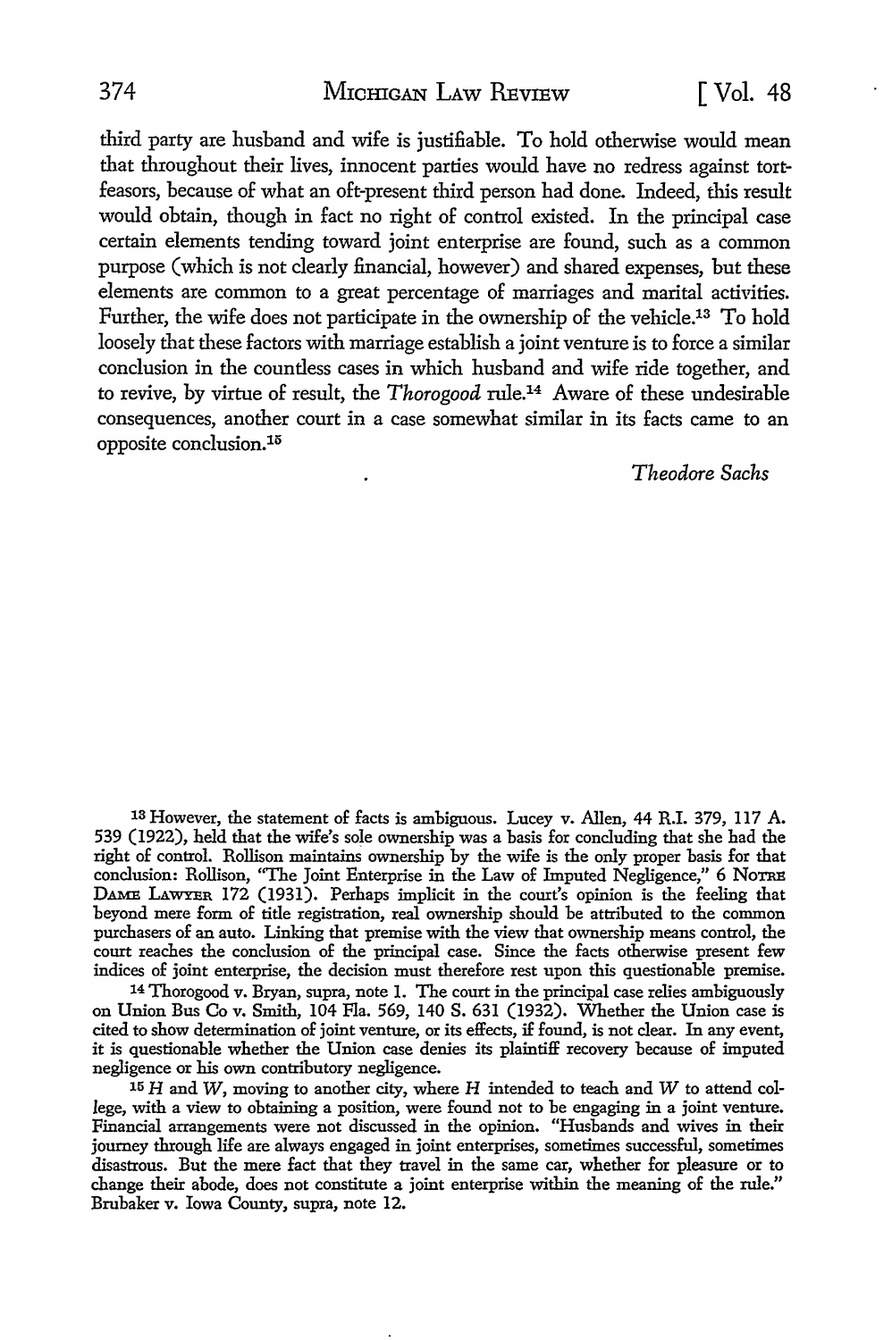third party are husband and wife is justifiable. To hold otherwise would mean that throughout their lives, innocent parties would have no redress against tortfeasors, because of what an oft-present third person had done. Indeed, this result would obtain, though in fact no right of control existed. In the principal case certain elements tending toward joint enterprise are found, such as a common purpose (which is not clearly financial, however) and shared expenses, but these elements are common to a great percentage of marriages and marital activities. Further, the wife does not participate in the ownership of the vehicle.[13] To hold loosely that these factors with marriage establish a joint venture is to force a similar conclusion in the countless cases in which husband and wife ride together, and to revive, by virtue of result, the *Thorogood* rule.[14] Aware of these undesirable consequences, another court in a case somewhat similar in its facts came to an opposite conclusion.[15]

*Theodore Sachs*

---

[13] However, the statement of facts is ambiguous. Lucey v. Allen, 44 R.I. 379, 117 A. 539 (1922), held that the wife's sole ownership was a basis for concluding that she had the right of control. Rollison maintains ownership by the wife is the only proper basis for that conclusion: Rollison, "The Joint Enterprise in the Law of Imputed Negligence," 6 NOTRE DAME LAWYER 172 (1931). Perhaps implicit in the court's opinion is the feeling that beyond mere form of title registration, real ownership should be attributed to the common purchasers of an auto. Linking that premise with the view that ownership means control, the court reaches the conclusion of the principal case. Since the facts otherwise present few indices of joint enterprise, the decision must therefore rest upon this questionable premise.

[14] Thorogood v. Bryan, supra, note 1. The court in the principal case relies ambiguously on Union Bus Co v. Smith, 104 Fla. 569, 140 S. 631 (1932). Whether the Union case is cited to show determination of joint venture, or its effects, if found, is not clear. In any event, it is questionable whether the Union case denies its plaintiff recovery because of imputed negligence or his own contributory negligence.

[15] *H* and *W*, moving to another city, where *H* intended to teach and *W* to attend college, with a view to obtaining a position, were found not to be engaging in a joint venture. Financial arrangements were not discussed in the opinion. "Husbands and wives in their journey through life are always engaged in joint enterprises, sometimes successful, sometimes disastrous. But the mere fact that they travel in the same car, whether for pleasure or to change their abode, does not constitute a joint enterprise within the meaning of the rule." Brubaker v. Iowa County, supra, note 12.